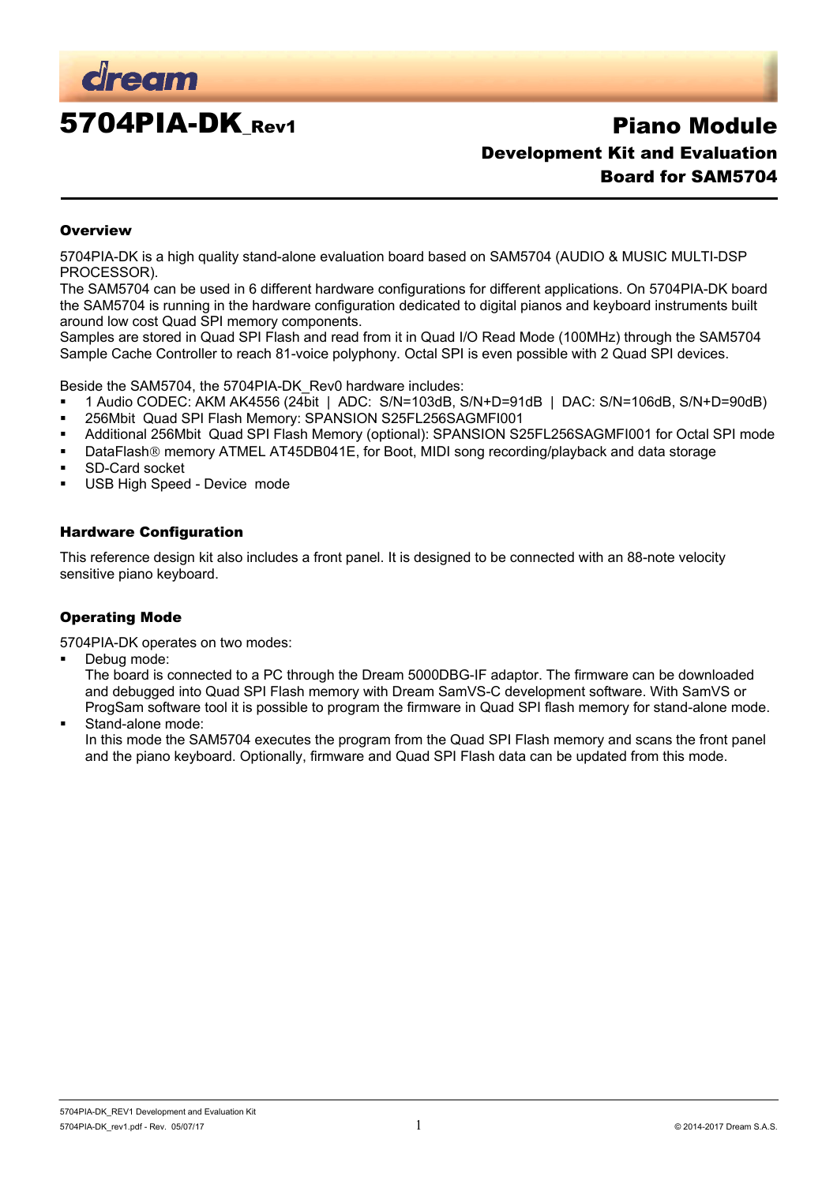# 5704PIA-DK_Rev1

## Piano Module
### Development Kit and Evaluation Board for SAM5704

### Overview

5704PIA-DK is a high quality stand-alone evaluation board based on SAM5704 (AUDIO & MUSIC MULTI-DSP PROCESSOR).
The SAM5704 can be used in 6 different hardware configurations for different applications. On 5704PIA-DK board the SAM5704 is running in the hardware configuration dedicated to digital pianos and keyboard instruments built around low cost Quad SPI memory components.
Samples are stored in Quad SPI Flash and read from it in Quad I/O Read Mode (100MHz) through the SAM5704 Sample Cache Controller to reach 81-voice polyphony. Octal SPI is even possible with 2 Quad SPI devices.

Beside the SAM5704, the 5704PIA-DK_Rev0 hardware includes:

- 1 Audio CODEC: AKM AK4556 (24bit | ADC: S/N=103dB, S/N+D=91dB | DAC: S/N=106dB, S/N+D=90dB)
- 256Mbit Quad SPI Flash Memory: SPANSION S25FL256SAGMFI001
- Additional 256Mbit Quad SPI Flash Memory (optional): SPANSION S25FL256SAGMFI001 for Octal SPI mode
- DataFlash® memory ATMEL AT45DB041E, for Boot, MIDI song recording/playback and data storage
- SD-Card socket
- USB High Speed - Device mode

### Hardware Configuration

This reference design kit also includes a front panel. It is designed to be connected with an 88-note velocity sensitive piano keyboard.

### Operating Mode

5704PIA-DK operates on two modes:

- Debug mode:
  The board is connected to a PC through the Dream 5000DBG-IF adaptor. The firmware can be downloaded and debugged into Quad SPI Flash memory with Dream SamVS-C development software. With SamVS or ProgSam software tool it is possible to program the firmware in Quad SPI flash memory for stand-alone mode.
- Stand-alone mode:
  In this mode the SAM5704 executes the program from the Quad SPI Flash memory and scans the front panel and the piano keyboard. Optionally, firmware and Quad SPI Flash data can be updated from this mode.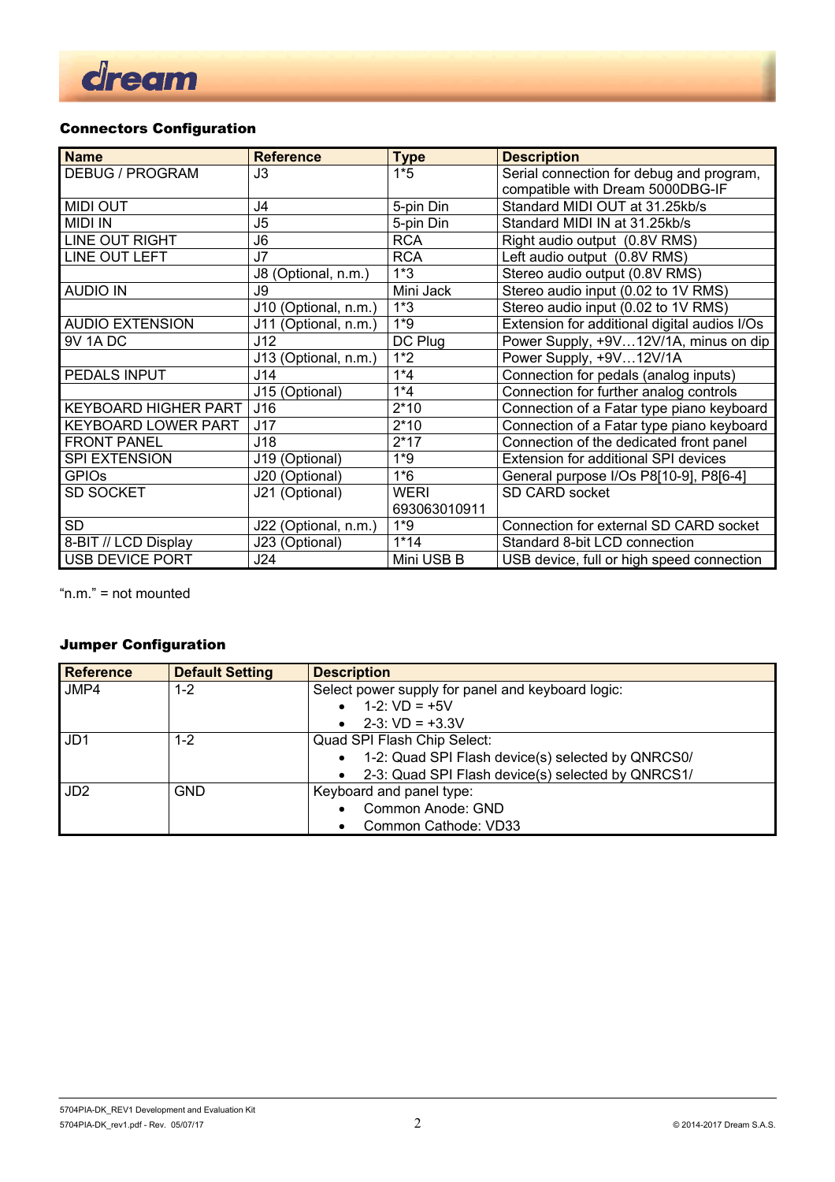## Connectors Configuration

| Name | Reference | Type | Description |
|---|---|---|---|
| DEBUG / PROGRAM | J3 | 1*5 | Serial connection for debug and program, compatible with Dream 5000DBG-IF |
| MIDI OUT | J4 | 5-pin Din | Standard MIDI OUT at 31.25kb/s |
| MIDI IN | J5 | 5-pin Din | Standard MIDI IN at 31.25kb/s |
| LINE OUT RIGHT | J6 | RCA | Right audio output (0.8V RMS) |
| LINE OUT LEFT | J7 | RCA | Left audio output (0.8V RMS) |
| | J8 (Optional, n.m.) | 1*3 | Stereo audio output (0.8V RMS) |
| AUDIO IN | J9 | Mini Jack | Stereo audio input (0.02 to 1V RMS) |
| | J10 (Optional, n.m.) | 1*3 | Stereo audio input (0.02 to 1V RMS) |
| AUDIO EXTENSION | J11 (Optional, n.m.) | 1*9 | Extension for additional digital audios I/Os |
| 9V 1A DC | J12 | DC Plug | Power Supply, +9V…12V/1A, minus on dip |
| | J13 (Optional, n.m.) | 1*2 | Power Supply, +9V…12V/1A |
| PEDALS INPUT | J14 | 1*4 | Connection for pedals (analog inputs) |
| | J15 (Optional) | 1*4 | Connection for further analog controls |
| KEYBOARD HIGHER PART | J16 | 2*10 | Connection of a Fatar type piano keyboard |
| KEYBOARD LOWER PART | J17 | 2*10 | Connection of a Fatar type piano keyboard |
| FRONT PANEL | J18 | 2*17 | Connection of the dedicated front panel |
| SPI EXTENSION | J19 (Optional) | 1*9 | Extension for additional SPI devices |
| GPIOs | J20 (Optional) | 1*6 | General purpose I/Os P8[10-9], P8[6-4] |
| SD SOCKET | J21 (Optional) | WERI 693063010911 | SD CARD socket |
| SD | J22 (Optional, n.m.) | 1*9 | Connection for external SD CARD socket |
| 8-BIT // LCD Display | J23 (Optional) | 1*14 | Standard 8-bit LCD connection |
| USB DEVICE PORT | J24 | Mini USB B | USB device, full or high speed connection |

"n.m." = not mounted

## Jumper Configuration

| Reference | Default Setting | Description |
|---|---|---|
| JMP4 | 1-2 | Select power supply for panel and keyboard logic:<br>• 1-2: VD = +5V<br>• 2-3: VD = +3.3V |
| JD1 | 1-2 | Quad SPI Flash Chip Select:<br>• 1-2: Quad SPI Flash device(s) selected by QNRCS0/<br>• 2-3: Quad SPI Flash device(s) selected by QNRCS1/ |
| JD2 | GND | Keyboard and panel type:<br>• Common Anode: GND<br>• Common Cathode: VD33 |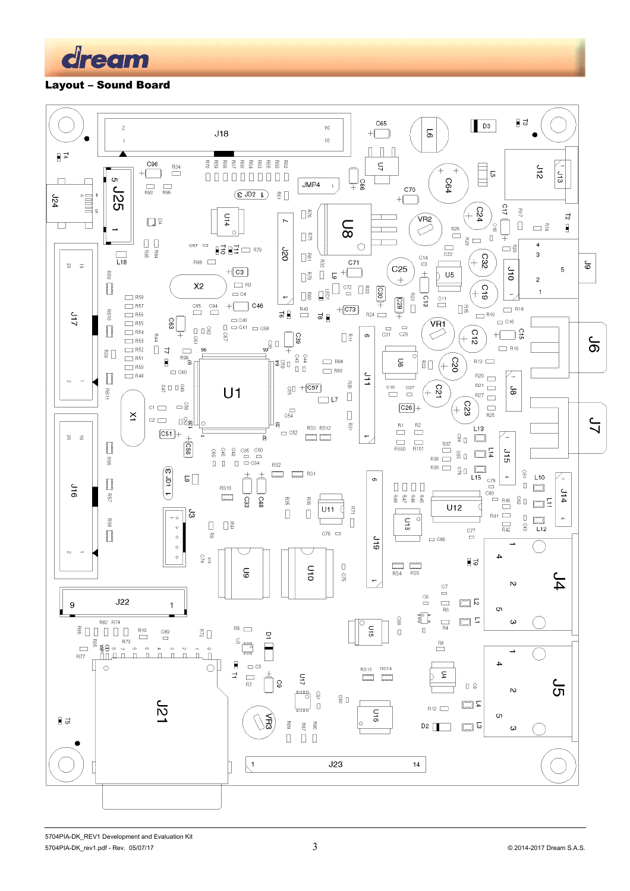## Layout – Sound Board

J18

C65

L6

D3

T3

T4

J24

C96

R34

R70 R69 R68 R67 R66 R64 R63 R65 R60 R62

U7

C66

L5

C64

J12

J13

J25

JMP4

C70

JD2

R61

U14

D4

U8

R76

R75

VR2

C24

C17

R17

R14

T2

R93 R96

R95 R94

L18

C67

T10

T11

R79

J20

R88

R81

C71

C25

C14

C22

C32

C18

R26

R29

R28

J10

J9

C3

X2

R3

C4

C46

R78

R32

L9

C72

R33

LED1

R80

C30

C28

R23

C13

U5

C11

C19

R15

R19

R18

R59

R58

R57

R56

R55

R54

R53

R52

R51

R50

R49

RS10

J17

C85

C94

C40

C41

C68

R43

T6

T8

C73

R24

C31

C29

VR1

C12

C16

C15

J6

C63

R44

C61

C62

C87

C39

R11

T7

R98

C60

C36

C59

C43

C44

R84

R83

J11

U6

R22

C20

R13

R16

U1

R89

RS11

C47

C49

C58

C55

C57

L7

R30

C10

C27

C21

R20

R21

R27

J8

X1

C1

C2

C53

C52

C54

C26

C23

R25

C51

C56

C50

C45

C42

C95

C34

RS3

RS12

R31

R1

R2

R100

R101

L13

C84

C85

L14

J15

J7

J16

RS6

RS7

RS8

JD1

L8

RS2

RS1

C33

C48

R37

R38

R39

C78

L15

C79

C80

C81

L10

J14

RS13

R35

R36

U11

R71

R48

R47

R46

R45

U12

R40

C82

L11

J3

R9

R90

C74

U13

R41

C83

R42

L12

C76

C77

C86

J19

U9

U10

C75

RS4

RS5

T9

J4

J22

C7

C6

R6

L2

C88

U2

L1

U15

R4

R8

R82 R74

R86 R85 R87

R10

C89

R72

R5

D1

R73

R77

CD WP

U3

T1

C5

R7

C9

U17

C91

C90

R315 RC14

U4

C8

J21

VR3

R89 R87 R90

U16

R12

L4

D2

L3

J5

T5

J23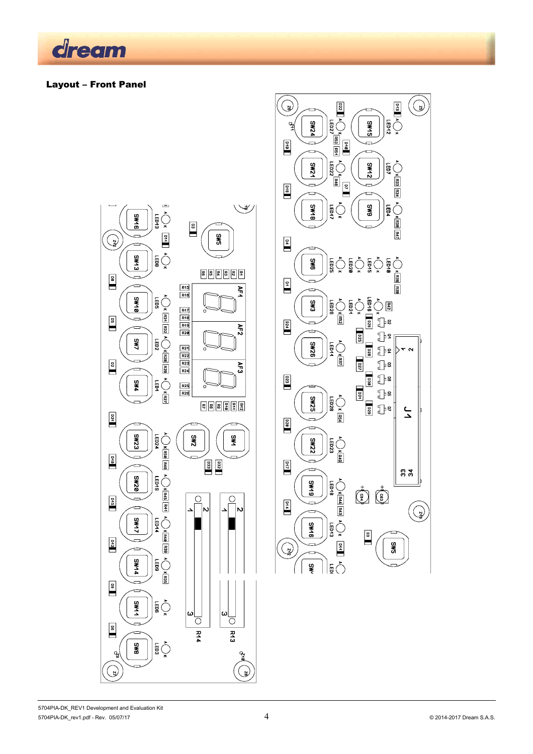## Layout – Front Panel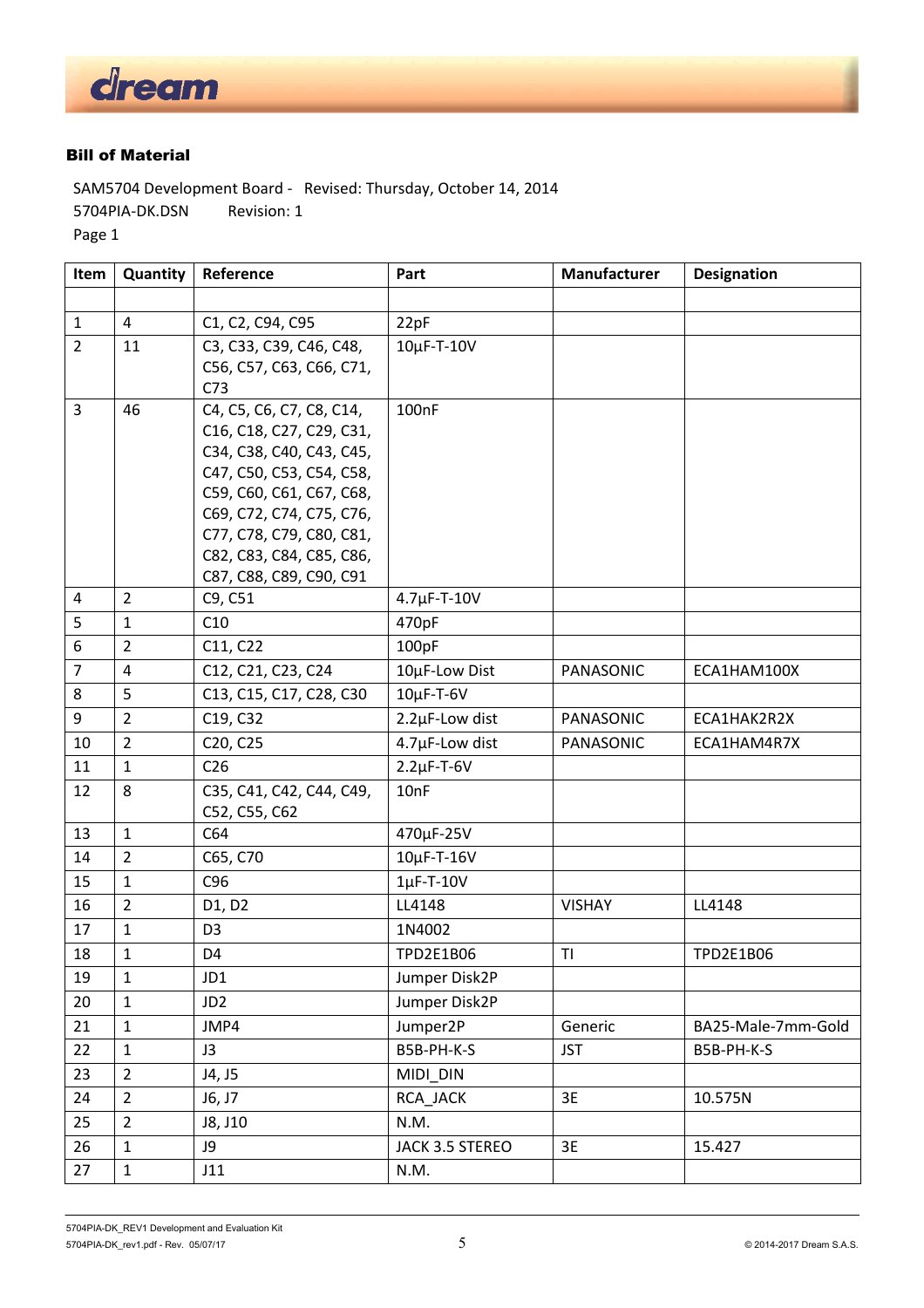## Bill of Material

SAM5704 Development Board - Revised: Thursday, October 14, 2014
5704PIA-DK.DSN Revision: 1
Page 1

| Item | Quantity | Reference | Part | Manufacturer | Designation |
|---|---|---|---|---|---|
| | | | | | |
| 1 | 4 | C1, C2, C94, C95 | 22pF | | |
| 2 | 11 | C3, C33, C39, C46, C48, C56, C57, C63, C66, C71, C73 | 10µF-T-10V | | |
| 3 | 46 | C4, C5, C6, C7, C8, C14, C16, C18, C27, C29, C31, C34, C38, C40, C43, C45, C47, C50, C53, C54, C58, C59, C60, C61, C67, C68, C69, C72, C74, C75, C76, C77, C78, C79, C80, C81, C82, C83, C84, C85, C86, C87, C88, C89, C90, C91 | 100nF | | |
| 4 | 2 | C9, C51 | 4.7µF-T-10V | | |
| 5 | 1 | C10 | 470pF | | |
| 6 | 2 | C11, C22 | 100pF | | |
| 7 | 4 | C12, C21, C23, C24 | 10µF-Low Dist | PANASONIC | ECA1HAM100X |
| 8 | 5 | C13, C15, C17, C28, C30 | 10µF-T-6V | | |
| 9 | 2 | C19, C32 | 2.2µF-Low dist | PANASONIC | ECA1HAK2R2X |
| 10 | 2 | C20, C25 | 4.7µF-Low dist | PANASONIC | ECA1HAM4R7X |
| 11 | 1 | C26 | 2.2µF-T-6V | | |
| 12 | 8 | C35, C41, C42, C44, C49, C52, C55, C62 | 10nF | | |
| 13 | 1 | C64 | 470µF-25V | | |
| 14 | 2 | C65, C70 | 10µF-T-16V | | |
| 15 | 1 | C96 | 1µF-T-10V | | |
| 16 | 2 | D1, D2 | LL4148 | VISHAY | LL4148 |
| 17 | 1 | D3 | 1N4002 | | |
| 18 | 1 | D4 | TPD2E1B06 | TI | TPD2E1B06 |
| 19 | 1 | JD1 | Jumper Disk2P | | |
| 20 | 1 | JD2 | Jumper Disk2P | | |
| 21 | 1 | JMP4 | Jumper2P | Generic | BA25-Male-7mm-Gold |
| 22 | 1 | J3 | B5B-PH-K-S | JST | B5B-PH-K-S |
| 23 | 2 | J4, J5 | MIDI_DIN | | |
| 24 | 2 | J6, J7 | RCA_JACK | 3E | 10.575N |
| 25 | 2 | J8, J10 | N.M. | | |
| 26 | 1 | J9 | JACK 3.5 STEREO | 3E | 15.427 |
| 27 | 1 | J11 | N.M. | | |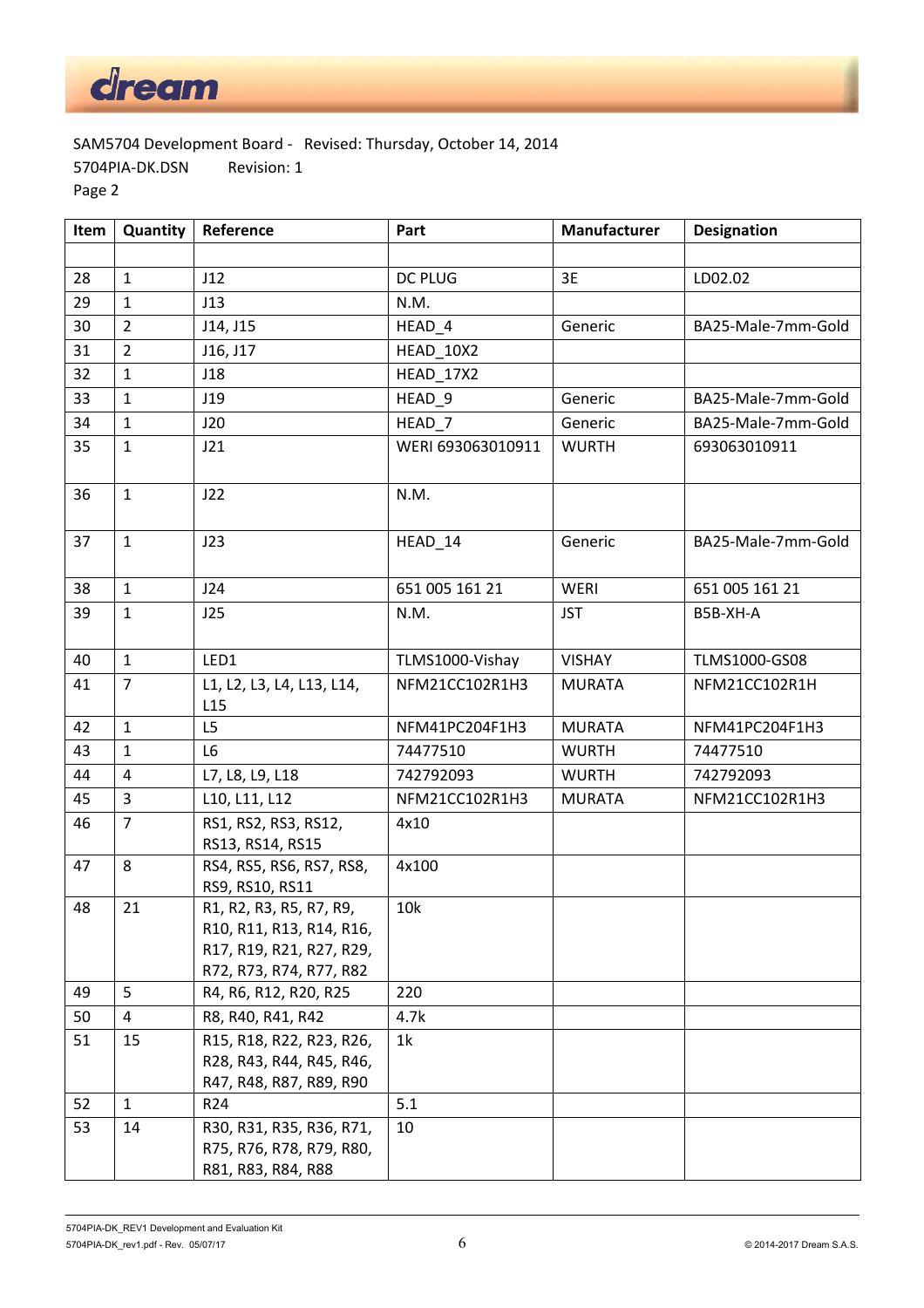SAM5704 Development Board - Revised: Thursday, October 14, 2014
5704PIA-DK.DSN Revision: 1
Page 2

| Item | Quantity | Reference | Part | Manufacturer | Designation |
|---|---|---|---|---|---|
| | | | | | |
| 28 | 1 | J12 | DC PLUG | 3E | LD02.02 |
| 29 | 1 | J13 | N.M. | | |
| 30 | 2 | J14, J15 | HEAD_4 | Generic | BA25-Male-7mm-Gold |
| 31 | 2 | J16, J17 | HEAD_10X2 | | |
| 32 | 1 | J18 | HEAD_17X2 | | |
| 33 | 1 | J19 | HEAD_9 | Generic | BA25-Male-7mm-Gold |
| 34 | 1 | J20 | HEAD_7 | Generic | BA25-Male-7mm-Gold |
| 35 | 1 | J21 | WERI 693063010911 | WURTH | 693063010911 |
| 36 | 1 | J22 | N.M. | | |
| 37 | 1 | J23 | HEAD_14 | Generic | BA25-Male-7mm-Gold |
| 38 | 1 | J24 | 651 005 161 21 | WERI | 651 005 161 21 |
| 39 | 1 | J25 | N.M. | JST | B5B-XH-A |
| 40 | 1 | LED1 | TLMS1000-Vishay | VISHAY | TLMS1000-GS08 |
| 41 | 7 | L1, L2, L3, L4, L13, L14, L15 | NFM21CC102R1H3 | MURATA | NFM21CC102R1H |
| 42 | 1 | L5 | NFM41PC204F1H3 | MURATA | NFM41PC204F1H3 |
| 43 | 1 | L6 | 74477510 | WURTH | 74477510 |
| 44 | 4 | L7, L8, L9, L18 | 742792093 | WURTH | 742792093 |
| 45 | 3 | L10, L11, L12 | NFM21CC102R1H3 | MURATA | NFM21CC102R1H3 |
| 46 | 7 | RS1, RS2, RS3, RS12, RS13, RS14, RS15 | 4x10 | | |
| 47 | 8 | RS4, RS5, RS6, RS7, RS8, RS9, RS10, RS11 | 4x100 | | |
| 48 | 21 | R1, R2, R3, R5, R7, R9, R10, R11, R13, R14, R16, R17, R19, R21, R27, R29, R72, R73, R74, R77, R82 | 10k | | |
| 49 | 5 | R4, R6, R12, R20, R25 | 220 | | |
| 50 | 4 | R8, R40, R41, R42 | 4.7k | | |
| 51 | 15 | R15, R18, R22, R23, R26, R28, R43, R44, R45, R46, R47, R48, R87, R89, R90 | 1k | | |
| 52 | 1 | R24 | 5.1 | | |
| 53 | 14 | R30, R31, R35, R36, R71, R75, R76, R78, R79, R80, R81, R83, R84, R88 | 10 | | |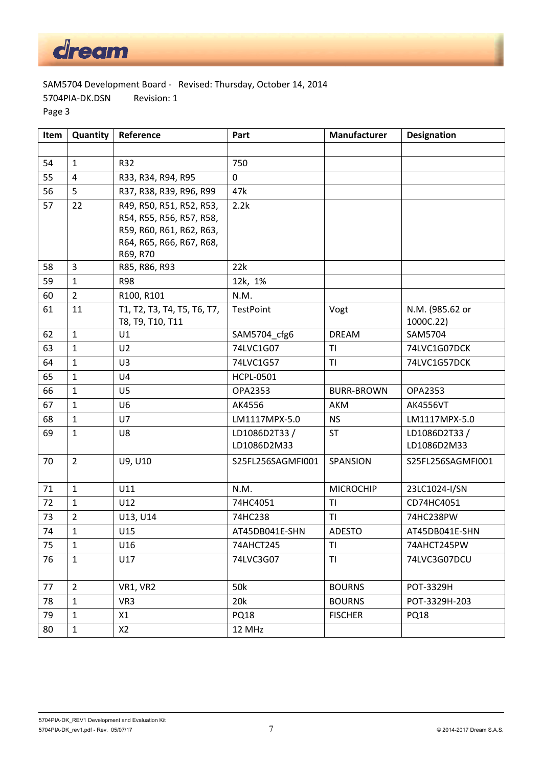SAM5704 Development Board - Revised: Thursday, October 14, 2014

5704PIA-DK.DSN Revision: 1

Page 3

| Item | Quantity | Reference | Part | Manufacturer | Designation |
|---|---|---|---|---|---|
| | | | | | |
| 54 | 1 | R32 | 750 | | |
| 55 | 4 | R33, R34, R94, R95 | 0 | | |
| 56 | 5 | R37, R38, R39, R96, R99 | 47k | | |
| 57 | 22 | R49, R50, R51, R52, R53, R54, R55, R56, R57, R58, R59, R60, R61, R62, R63, R64, R65, R66, R67, R68, R69, R70 | 2.2k | | |
| 58 | 3 | R85, R86, R93 | 22k | | |
| 59 | 1 | R98 | 12k, 1% | | |
| 60 | 2 | R100, R101 | N.M. | | |
| 61 | 11 | T1, T2, T3, T4, T5, T6, T7, T8, T9, T10, T11 | TestPoint | Vogt | N.M. (985.62 or 1000C.22) |
| 62 | 1 | U1 | SAM5704_cfg6 | DREAM | SAM5704 |
| 63 | 1 | U2 | 74LVC1G07 | TI | 74LVC1G07DCK |
| 64 | 1 | U3 | 74LVC1G57 | TI | 74LVC1G57DCK |
| 65 | 1 | U4 | HCPL-0501 | | |
| 66 | 1 | U5 | OPA2353 | BURR-BROWN | OPA2353 |
| 67 | 1 | U6 | AK4556 | AKM | AK4556VT |
| 68 | 1 | U7 | LM1117MPX-5.0 | NS | LM1117MPX-5.0 |
| 69 | 1 | U8 | LD1086D2T33 / LD1086D2M33 | ST | LD1086D2T33 / LD1086D2M33 |
| 70 | 2 | U9, U10 | S25FL256SAGMFI001 | SPANSION | S25FL256SAGMFI001 |
| 71 | 1 | U11 | N.M. | MICROCHIP | 23LC1024-I/SN |
| 72 | 1 | U12 | 74HC4051 | TI | CD74HC4051 |
| 73 | 2 | U13, U14 | 74HC238 | TI | 74HC238PW |
| 74 | 1 | U15 | AT45DB041E-SHN | ADESTO | AT45DB041E-SHN |
| 75 | 1 | U16 | 74AHCT245 | TI | 74AHCT245PW |
| 76 | 1 | U17 | 74LVC3G07 | TI | 74LVC3G07DCU |
| 77 | 2 | VR1, VR2 | 50k | BOURNS | POT-3329H |
| 78 | 1 | VR3 | 20k | BOURNS | POT-3329H-203 |
| 79 | 1 | X1 | PQ18 | FISCHER | PQ18 |
| 80 | 1 | X2 | 12 MHz | | |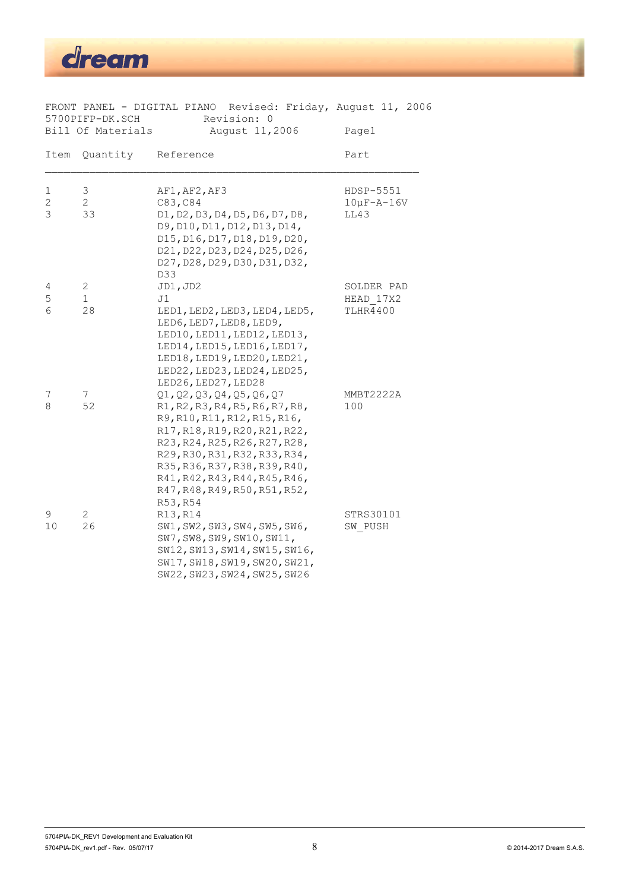FRONT PANEL - DIGITAL PIANO   Revised: Friday, August 11, 2006
5700PIFP-DK.SCH   Revision: 0
Bill Of Materials   August 11,2006   Page1

| Item | Quantity | Reference | Part |
|---|---|---|---|
| 1 | 3 | AF1,AF2,AF3 | HDSP-5551 |
| 2 | 2 | C83,C84 | 10µF-A-16V |
| 3 | 33 | D1,D2,D3,D4,D5,D6,D7,D8, D9,D10,D11,D12,D13,D14, D15,D16,D17,D18,D19,D20, D21,D22,D23,D24,D25,D26, D27,D28,D29,D30,D31,D32, D33 | LL43 |
| 4 | 2 | JD1,JD2 | SOLDER PAD |
| 5 | 1 | J1 | HEAD_17X2 |
| 6 | 28 | LED1,LED2,LED3,LED4,LED5, LED6,LED7,LED8,LED9, LED10,LED11,LED12,LED13, LED14,LED15,LED16,LED17, LED18,LED19,LED20,LED21, LED22,LED23,LED24,LED25, LED26,LED27,LED28 | TLHR4400 |
| 7 | 7 | Q1,Q2,Q3,Q4,Q5,Q6,Q7 | MMBT2222A |
| 8 | 52 | R1,R2,R3,R4,R5,R6,R7,R8, R9,R10,R11,R12,R15,R16, R17,R18,R19,R20,R21,R22, R23,R24,R25,R26,R27,R28, R29,R30,R31,R32,R33,R34, R35,R36,R37,R38,R39,R40, R41,R42,R43,R44,R45,R46, R47,R48,R49,R50,R51,R52, R53,R54 | 100 |
| 9 | 2 | R13,R14 | STRS30101 |
| 10 | 26 | SW1,SW2,SW3,SW4,SW5,SW6, SW7,SW8,SW9,SW10,SW11, SW12,SW13,SW14,SW15,SW16, SW17,SW18,SW19,SW20,SW21, SW22,SW23,SW24,SW25,SW26 | SW_PUSH |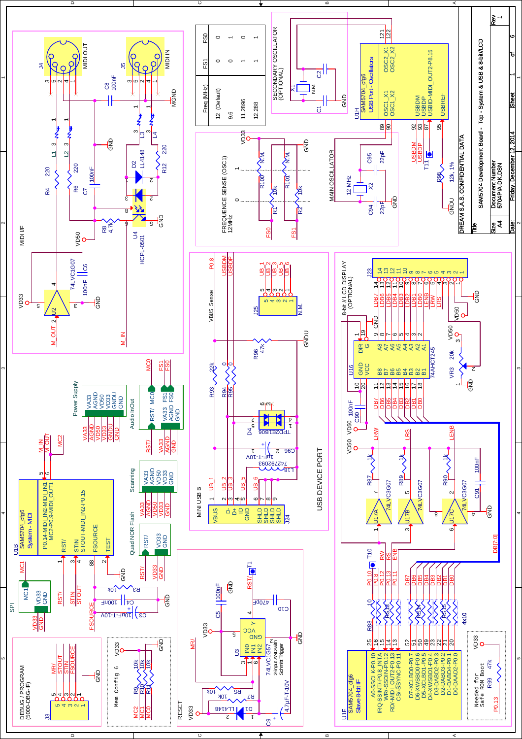# SAM5704 Development Board - Top - System & USB & 8-bit/LCD

| Freq (MHz) | FS1 | FS0 |
|---|---|---|
| 12 (Default) | 0 | 0 |
| 9.6 | 0 | 1 |
| 11.2896 | 1 | 0 |
| 12.288 | 1 | 1 |

MIDI I/F

MIDI OUT

MIDI IN

SECONDARY OSCILLATOR (OPTIONAL)

MAIN OSCILLATOR

FREQUENCE SENSE (OSC1) 12MHz

VBUS Sense

USB DEVICE PORT

MINI USB B

8-bit // LCD DISPLAY (OPTIONAL)

Power Supply

Audio InOut

Scanning

Quad NOR Flash

SPI

DEBUG / PROGRAM (5000-DBG-IF)

Mem Config 6

RESET

Needed for Safe ROM Boot

SAM5704_cfg6 System - MIDI

SAM5704_cfg6 USB Port - Oscillators

SAM5704_cfg6 Slave 8-bit IF

DREAM S.A.S. CONFIDENTIAL DATA

| | |
|---|---|
| Title | SAM5704 Development Board - Top - System & USB & 8-bit/LCD |
| Size | A4 |
| Document Number | 5704PIA-DK.DSN |
| Rev | 1 |
| Date: | Friday, December 12, 2014 |
| Sheet | 1 of 6 |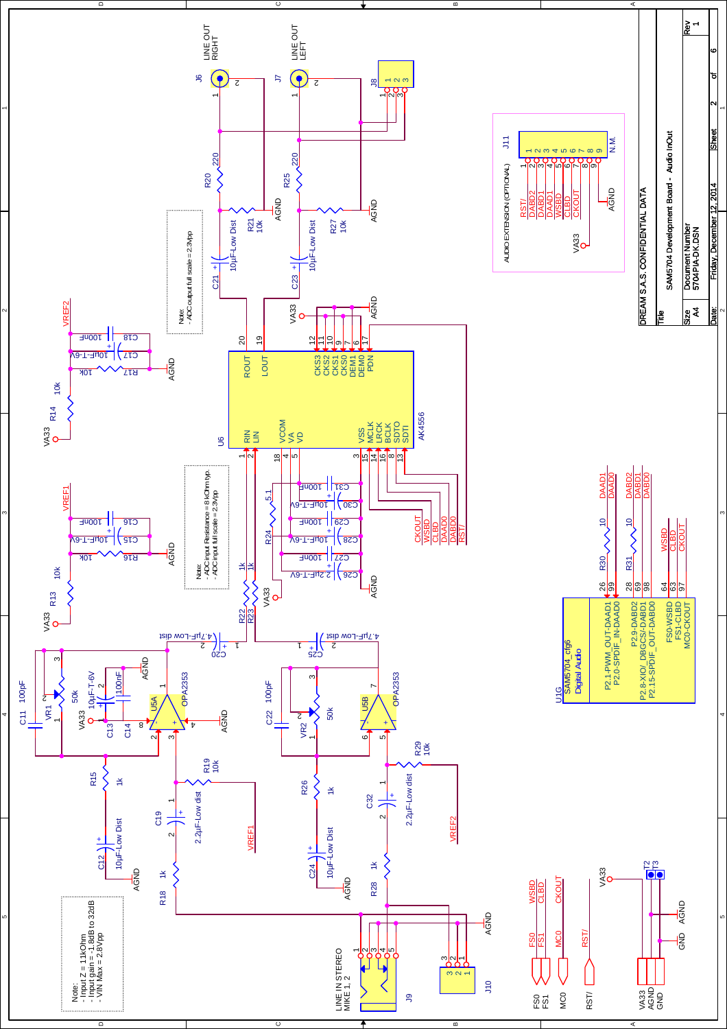LINE OUT RIGHT

LINE OUT LEFT

Note:
- ADC output full scale = 2.3Vpp

Note:
- ADC input Resistance = 8 kOhm typ.
- ADC input full scale = 2.3Vpp

Note:
- Input Z = 11kOhm
- Input gain = -1.8dB to 32dB
- VIN Max = 2.8Vpp

LINE IN STEREO
MIKE 1, 2

AUDIO EXTENSION (OPTIONAL)

U6 AK4556

U1G SAM5704_cfg6 Digital Audio

| | |
|---|---|
| DREAM S.A.S. CONFIDENTIAL DATA | |
| Title | SAM5704 Development Board - Audio InOut |
| Size | A4 |
| Document Number | 5704PIA-DK.DSN |
| Rev | 1 |
| Date: | Friday, December 12, 2014 |
| Sheet | 2 of 6 |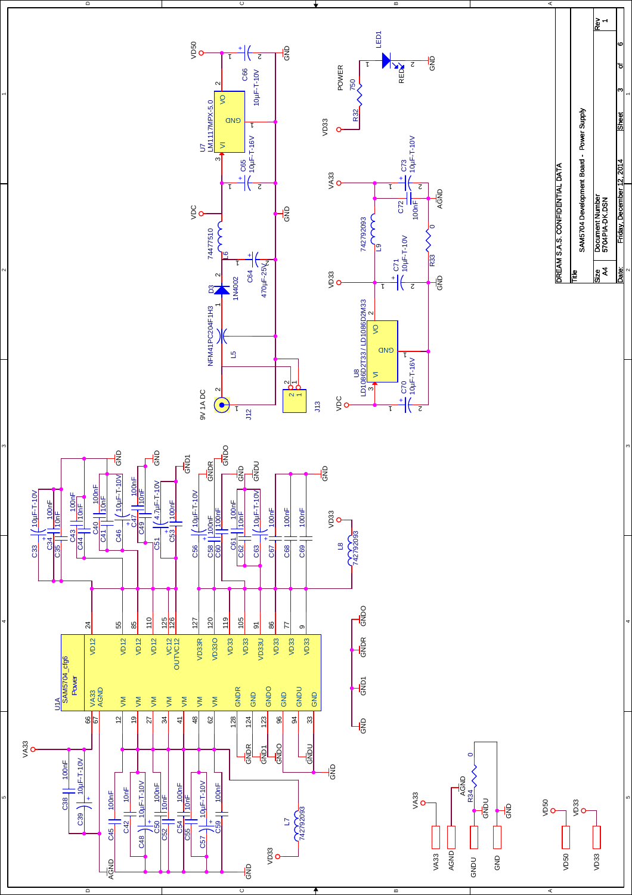DREAM S.A.S. CONFIDENTIAL DATA

| | |
|---|---|
| Title | SAM5704 Development Board - Power Supply |
| Size | A4 |
| Document Number | 5704PIA-DK.DSN |
| Rev | 1 |
| Date: | Friday, December 12, 2014 |
| Sheet | 3 of 6 |

VD50
C66 10µF-T-10V
GND
U7 LM1117MPX-5.0
VO
GND
VI
C65 10µF-T-16V
VDC
GND
L6 74477510
D3 1N4002
C64 470µF-25V
L5 NFM41PC204F1H3
J12 9V 1A DC
J13

POWER
R32 750
LED1 RED
GND
VD33

VA33
C73 10µF-T-10V
C72 100nF
AGND
L9 742792093
R33 0
VD33
C71 10µF-T-10V
GND
U8 LD1086D2T33 / LD1086D2M33
VO
GND
VI
VDC
C70 10µF-T-16V

U1A SAM5704_cfg6 Power

VD12 24, VD12 55, VD12 85, VD12 110, VC12 125, OUTVC12 126, VD33R 127, VD33O 120, VD33 119, VD33 105, VD33U 91, VD33 86, VD33 77, VD33 9

VA33 66, AGND 67, VM 12, VM 19, VM 27, VM 34, VM 41, VM 48, VM 62, GNDR 128, GND 124, GNDO 123, GND 96, GNDU 94, GND 33

C33 10µF-T-10V, C34 100nF, C35 10nF, C43 100nF, C44 10nF, C40 100nF, C41 10nF, C46 10µF-T-10V, C47 100nF, C49 10nF, C51 4.7µF-T-10V, C53 100nF, C56 10µF-T-10V, C58 100nF, C60 100nF, C61 100nF, C62 10nF, C63 10µF-T-10V, C67 100nF, C68 100nF, C69 100nF

GND, GND, GND1, GNDR, GNDO, GND, GNDU, GND

L8 742792093
VD33

GNDO, GNDR, GND1, GND

VA33
C38 100nF
C39 10µF-T-10V
AGND
C45 100nF, C42 10nF, C48 10µF-T-10V, C50 100nF, C52 10nF, C54 100nF, C55 10nF, C57 10µF-T-10V, C59 100nF
GNDR, GND1, GNDO, GNDU, GND
L7 742792093
VD33
GND

VA33
AGND
R34 0
GNDU
GND
VD50
VD33

VA33, AGND, GNDU, GND, VD50, VD33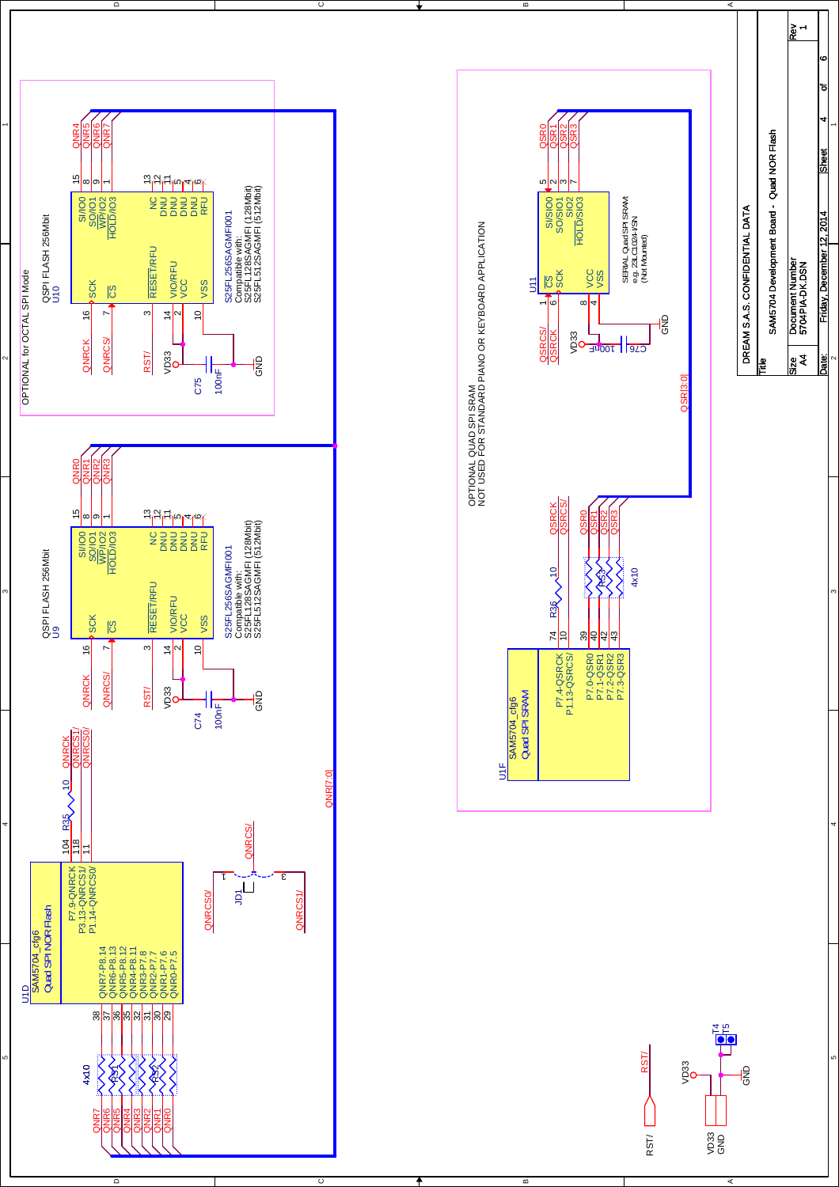OPTIONAL for OCTAL SPI Mode

QSPI FLASH 256Mbit
U10

S25FL256SAGMFI001
Compatible with:
S25FL128SAGMFI (128Mbit)
S25FL512SAGMFI (512Mbit)

QSPI FLASH 256Mbit
U9

S25FL256SAGMFI001
Compatible with:
S25FL128SAGMFI (128Mbit)
S25FL512SAGMFI (512Mbit)

U1D
SAM5704_cfg6
Quad SPI NOR Flash

U1F
SAM5704_cfg6
Quad SPI SRAM

OPTIONAL QUAD SPI SRAM
NOT USED FOR STANDARD PIANO OR KEYBOARD APPLICATION

U11
SERIAL Quad SPI SRAM
e.g. 23LC1024-I/SN
(Not Mounted)

| | |
|---|---|
| DREAM S.A.S. CONFIDENTIAL DATA | |
| Title | SAM5704 Development Board - Quad NOR Flash |
| Size | A4 |
| Document Number | 5704PIA-DK.DSN |
| Rev | 1 |
| Date: | Friday, December 12, 2014 |
| Sheet | 4 of 6 |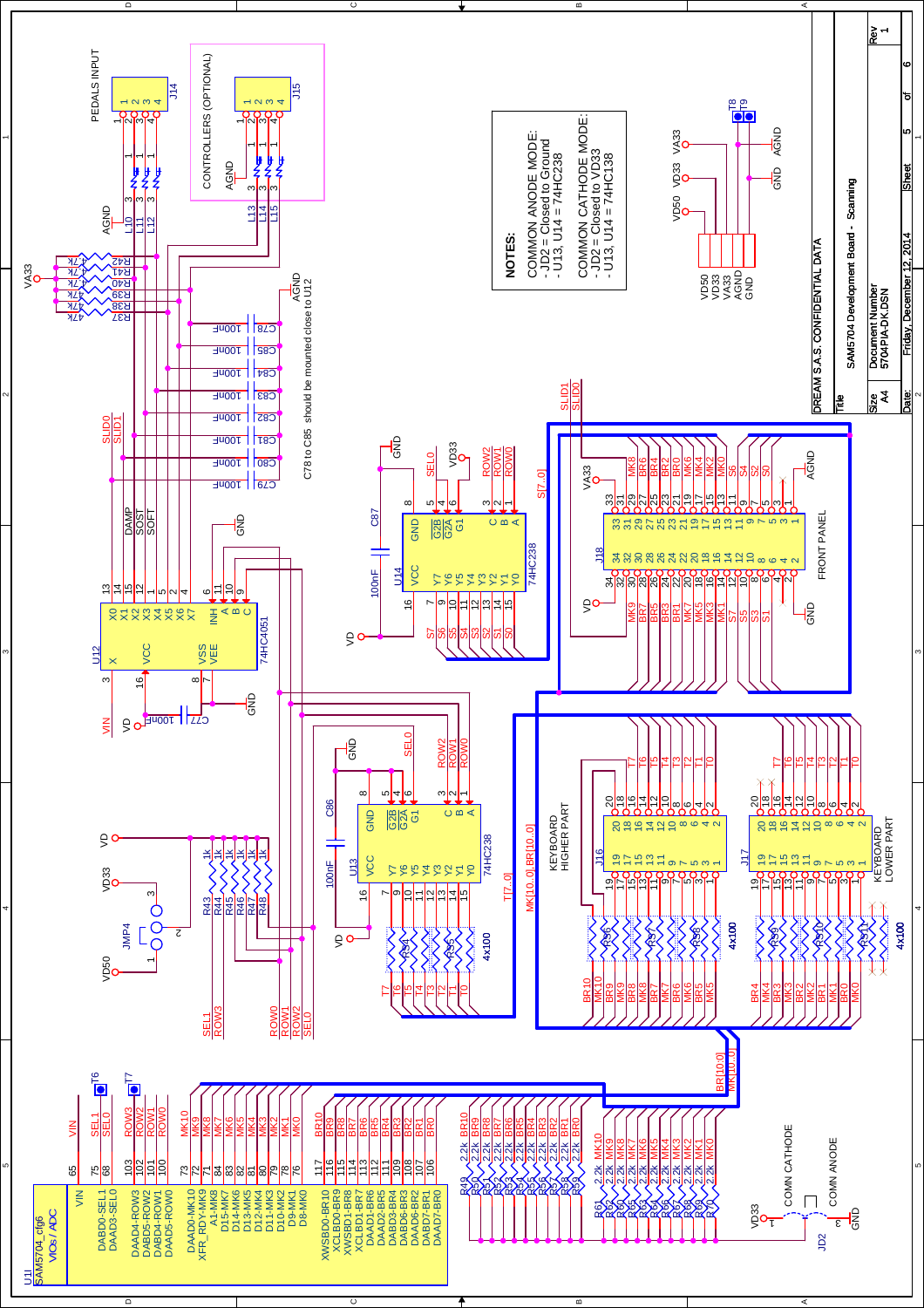NOTES:
COMMON ANODE MODE:
- JD2 = Closed to Ground
- U13, U14 = 74HC238

COMMON CATHODE MODE:
- JD2 = Closed to VD33
- U13, U14 = 74HC138

C78 to C85 should be mounted close to U12

PEDALS INPUT

CONTROLLERS (OPTIONAL)

KEYBOARD HIGHER PART

KEYBOARD LOWER PART

FRONT PANEL

COMN CATHODE

COMN ANODE

| | | |
|---|---|---|
| DREAM S.A.S. CONFIDENTIAL DATA | | |
| Title | SAM5704 Development Board - Scanning | |
| Size A4 | Document Number 5704PIA-DK.DSN | Rev 1 |
| Date: Friday, December 12, 2014 | Sheet 5 of 6 | |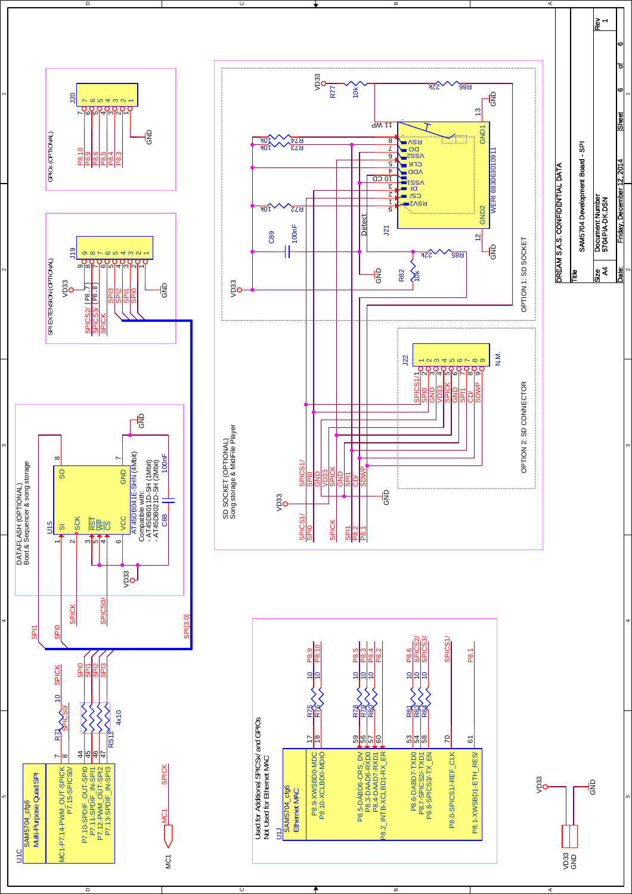DREAM S.A.S. CONFIDENTIAL DATA

| | |
|---|---|
| Title | SAM5704 Development Board - SPI |
| Size | A4 |
| Document Number | 5704PIA-DK.DSN |
| Rev | 1 |
| Date: | Friday, December 12, 2014 |
| Sheet | 6 of 6 |

GPIOs (OPTIONAL)

J20: 7 P8.10, 6 P8.9, 5 P8.6, 4 P8.5, 3 P8.4, 2 P8.3, 1 GND

SPI EXTENSION (OPTIONAL)

J19: 9 VD33, 8 SPICS2/ (P8.7), 7 SPICS3/ (P8.8), 6 SPICK, 5 SPI3, 4 SPI2, 3 SPI1, 2 SPI0, 1 GND

DATAFLASH (OPTIONAL)
Boot & Sequencer & song storage

U15: 1 SI, 2 SCK, 3 RST, 5 WP, 4 CS, 6 VCC, 7 GND, 8 SO

AT45DB041E-SHN (4Mbit)
Compatible with:
- AT45DB011D-SH (1Mbit)
- AT45DB021D-SH (2Mbit)

C88 100nF

SPI[3:0]

SD SOCKET (OPTIONAL)
Song storage & MidiFile Player

OPTION 1: SD SOCKET

J21 WERI 693063010911: 9 RSV2, 1 CS/, 2 DI, 3 VSS1, 4 VDD, 5 CLK, 6 VSS2, 7 DO, 8 RSV, 10 CD, 11 WP, 12 GND2, 13 GND1

R77 10k, R86 22k, R74 10k, R73 10k, R72 10k, R82 10k, R85 22k, C89 100nF

Detect

OPTION 2: SD CONNECTOR

J22 N.M.: 1 SPICS1/, 2 SPI0, 3 GND, 4 VD33, 5 SPICK, 6 GND, 7 SPI1, 8 CD/, 9 SDWP

Signals: SPICS1/, SPI0, GND, VD33, SPICK, GND, SPI1, CD/, SDWP, P8.2, P8.1

U1C SAM5704_cfg6
Multi-Purpose Quad SPI

- 7 MC1-P7.14-PWM_OUT-SPICK
- 8 P7.15-SPICS0/
- 44 P7.10-SPDIF_OUT-SPI0
- 45 P7.11-SPDIF_IN-SPI1
- 46 P7.12-PWM_OUT-SPI2
- 47 P7.13-SPDIF_IN-SPI3

R71 10, RS12 4x10

MC1 SPICK

Used for Additional SPICSs/ and GPIOs
Not Used for Ethernet MAC

U1J SAM5704_cfg6
Ethernet MAC

- 17 P8.9-XWSBD0-MDC (R75 10, P8.9)
- 18 P8.10-XCLBD0-MDIO (R76 10, P8.10)
- 59 P8.5-DABD6-CRS_DV (R78 10, P8.5)
- 56 P8.3-DAAD6-RXD0 (R79 10, P8.3)
- 57 P8.4-DAAD7-RXD1 (R80 10, P8.4)
- 60 P8.2_INTB-XCLBD1-RX_ER (P8.2)
- 53 P8.6-DABD7-TXD0 (R81 10, P8.6)
- 54 P8.7-SPICS2/-TXD1 (R83 10, SPICS2/)
- 58 P8.8-SPICS3/-TX_EN (R84 10, SPICS3/)
- 70 P8.0-SPICS1/-REF_CLK (SPICS1/)
- 61 P8.1-XWSBD1-ETH_RES/ (P8.1)

VD33, GND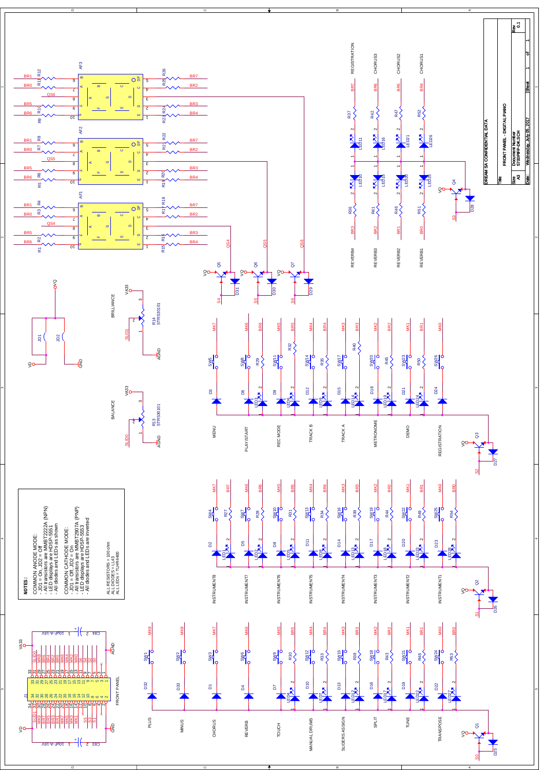**NOTES:**

COMMON ANODE MODE:
- JD1 = On, JD2 = Off
- All transistors are MMBT2222A (NPN)
- LED displays are HDSP-5551
- All diodes and LEDs as shown

COMMON CATHODE MODE:
- JD1 = Off, JD2 = On
- All transistors are MMBT2907A (PNP)
- LED displays are HDSP-5553
- All diodes and LEDs are inverted

ALL RESISTORS = 100 ohm
ALL DIODES = LL43
ALL LEDs = TLHR4400

DREAM SA CONFIDENTIAL DATA

| | | | |
|---|---|---|---|
| Title | FRONT PANEL - DIGITAL PIANO | | |
| Size A3 | Document Number 5700PIFP-DK.SCH | | Rev 0.1 |
| Date: | Wednesday, July 05, 2017 | Sheet 1 | of 1 |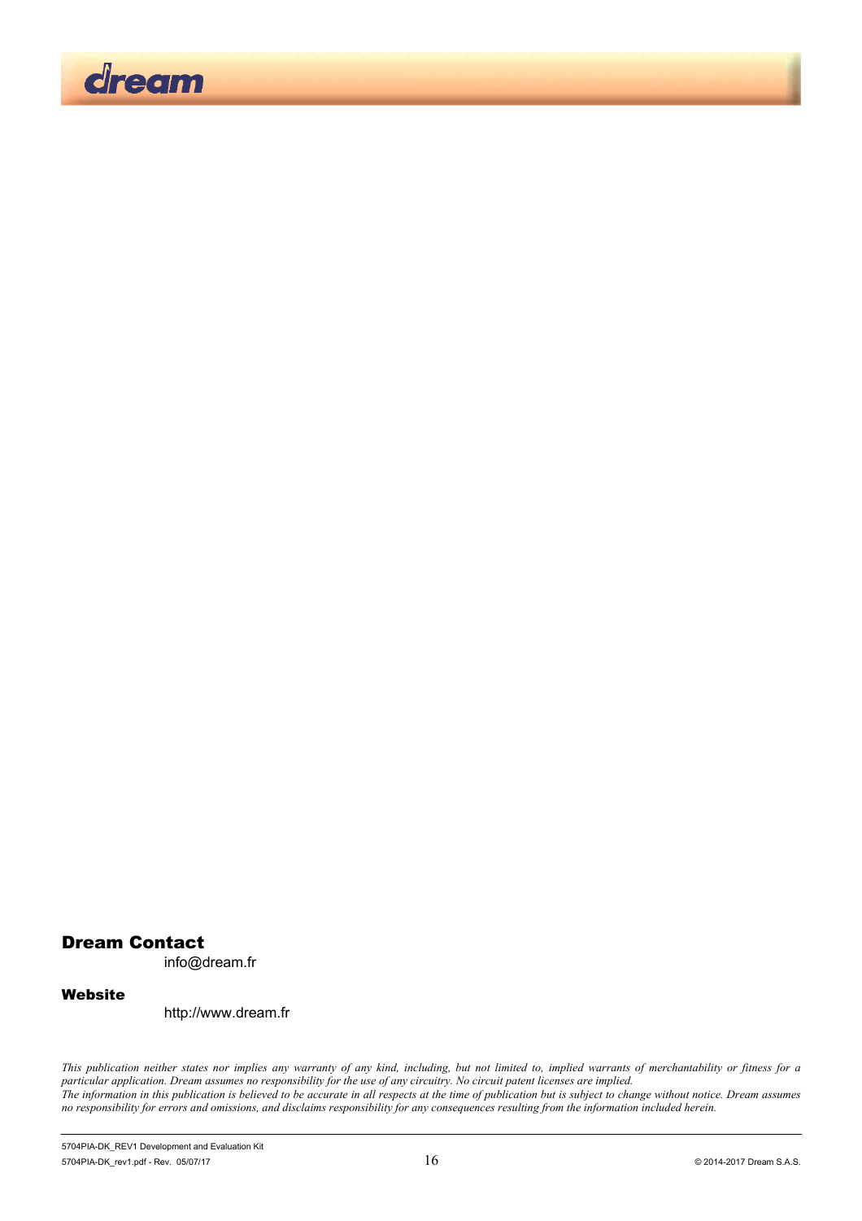## Dream Contact

info@dream.fr

### Website

http://www.dream.fr

*This publication neither states nor implies any warranty of any kind, including, but not limited to, implied warrants of merchantability or fitness for a particular application. Dream assumes no responsibility for the use of any circuitry. No circuit patent licenses are implied.*
*The information in this publication is believed to be accurate in all respects at the time of publication but is subject to change without notice. Dream assumes no responsibility for errors and omissions, and disclaims responsibility for any consequences resulting from the information included herein.*